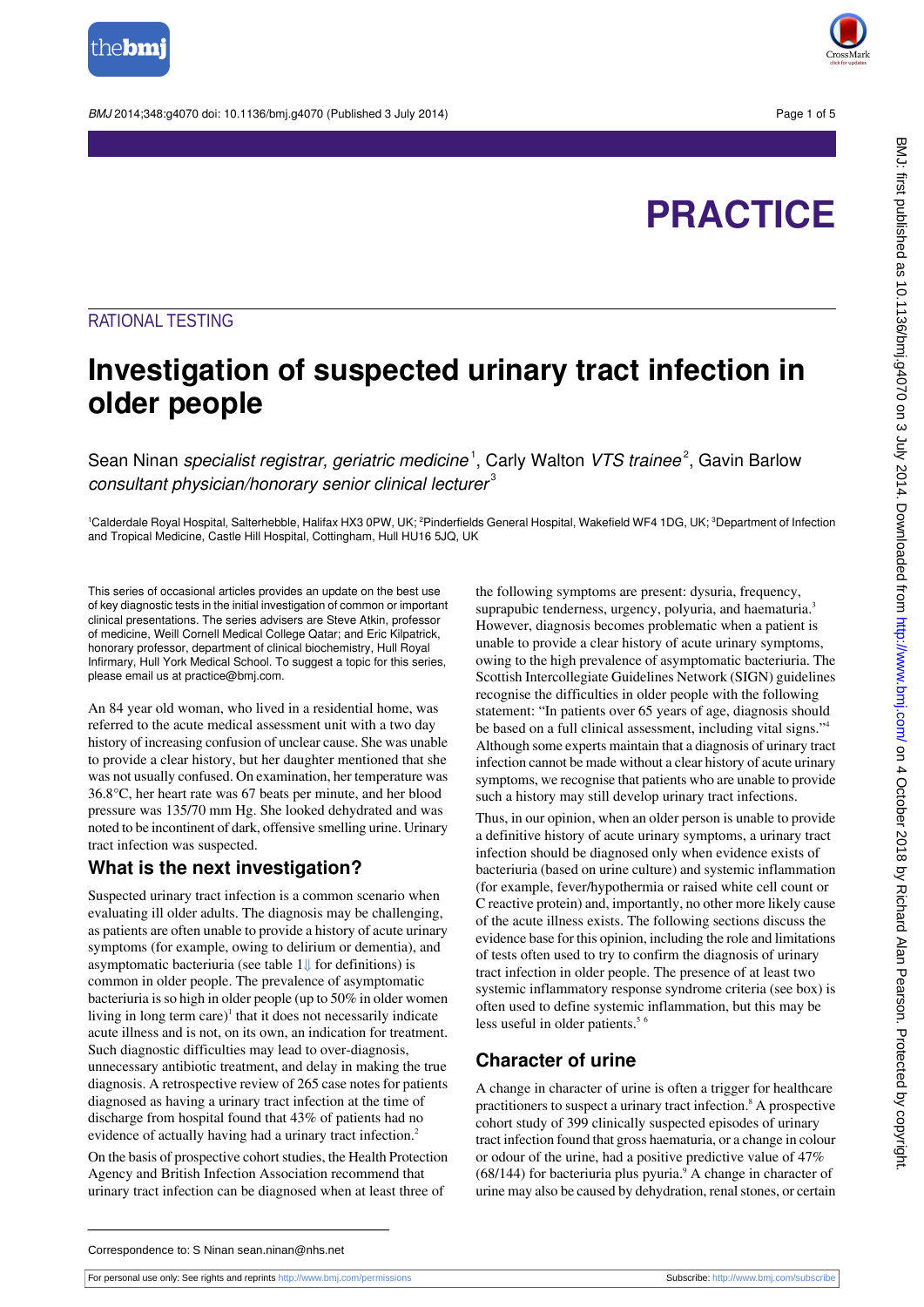PRACTICE

RATIONAL TESTING

# Investigation of suspected urinary tract infection in older people

Sean Ninan *specialist registrar, geriatric medicine*[1], Carly Walton *VTS trainee*[2], Gavin Barlow *consultant physician/honorary senior clinical lecturer*[3]

[1]Calderdale Royal Hospital, Salterhebble, Halifax HX3 0PW, UK; [2]Pinderfields General Hospital, Wakefield WF4 1DG, UK; [3]Department of Infection and Tropical Medicine, Castle Hill Hospital, Cottingham, Hull HU16 5JQ, UK

This series of occasional articles provides an update on the best use of key diagnostic tests in the initial investigation of common or important clinical presentations. The series advisers are Steve Atkin, professor of medicine, Weill Cornell Medical College Qatar; and Eric Kilpatrick, honorary professor, department of clinical biochemistry, Hull Royal Infirmary, Hull York Medical School. To suggest a topic for this series, please email us at practice@bmj.com.

An 84 year old woman, who lived in a residential home, was referred to the acute medical assessment unit with a two day history of increasing confusion of unclear cause. She was unable to provide a clear history, but her daughter mentioned that she was not usually confused. On examination, her temperature was 36.8°C, her heart rate was 67 beats per minute, and her blood pressure was 135/70 mm Hg. She looked dehydrated and was noted to be incontinent of dark, offensive smelling urine. Urinary tract infection was suspected.

## What is the next investigation?

Suspected urinary tract infection is a common scenario when evaluating ill older adults. The diagnosis may be challenging, as patients are often unable to provide a history of acute urinary symptoms (for example, owing to delirium or dementia), and asymptomatic bacteriuria (see table 1⇓ for definitions) is common in older people. The prevalence of asymptomatic bacteriuria is so high in older people (up to 50% in older women living in long term care)[1] that it does not necessarily indicate acute illness and is not, on its own, an indication for treatment. Such diagnostic difficulties may lead to over-diagnosis, unnecessary antibiotic treatment, and delay in making the true diagnosis. A retrospective review of 265 case notes for patients diagnosed as having a urinary tract infection at the time of discharge from hospital found that 43% of patients had no evidence of actually having had a urinary tract infection.[2]

On the basis of prospective cohort studies, the Health Protection Agency and British Infection Association recommend that urinary tract infection can be diagnosed when at least three of the following symptoms are present: dysuria, frequency, suprapubic tenderness, urgency, polyuria, and haematuria.[3] However, diagnosis becomes problematic when a patient is unable to provide a clear history of acute urinary symptoms, owing to the high prevalence of asymptomatic bacteriuria. The Scottish Intercollegiate Guidelines Network (SIGN) guidelines recognise the difficulties in older people with the following statement: "In patients over 65 years of age, diagnosis should be based on a full clinical assessment, including vital signs."[4] Although some experts maintain that a diagnosis of urinary tract infection cannot be made without a clear history of acute urinary symptoms, we recognise that patients who are unable to provide such a history may still develop urinary tract infections.

Thus, in our opinion, when an older person is unable to provide a definitive history of acute urinary symptoms, a urinary tract infection should be diagnosed only when evidence exists of bacteriuria (based on urine culture) and systemic inflammation (for example, fever/hypothermia or raised white cell count or C reactive protein) and, importantly, no other more likely cause of the acute illness exists. The following sections discuss the evidence base for this opinion, including the role and limitations of tests often used to try to confirm the diagnosis of urinary tract infection in older people. The presence of at least two systemic inflammatory response syndrome criteria (see box) is often used to define systemic inflammation, but this may be less useful in older patients.[5 6]

## Character of urine

A change in character of urine is often a trigger for healthcare practitioners to suspect a urinary tract infection.[8] A prospective cohort study of 399 clinically suspected episodes of urinary tract infection found that gross haematuria, or a change in colour or odour of the urine, had a positive predictive value of 47% (68/144) for bacteriuria plus pyuria.[9] A change in character of urine may also be caused by dehydration, renal stones, or certain

Correspondence to: S Ninan sean.ninan@nhs.net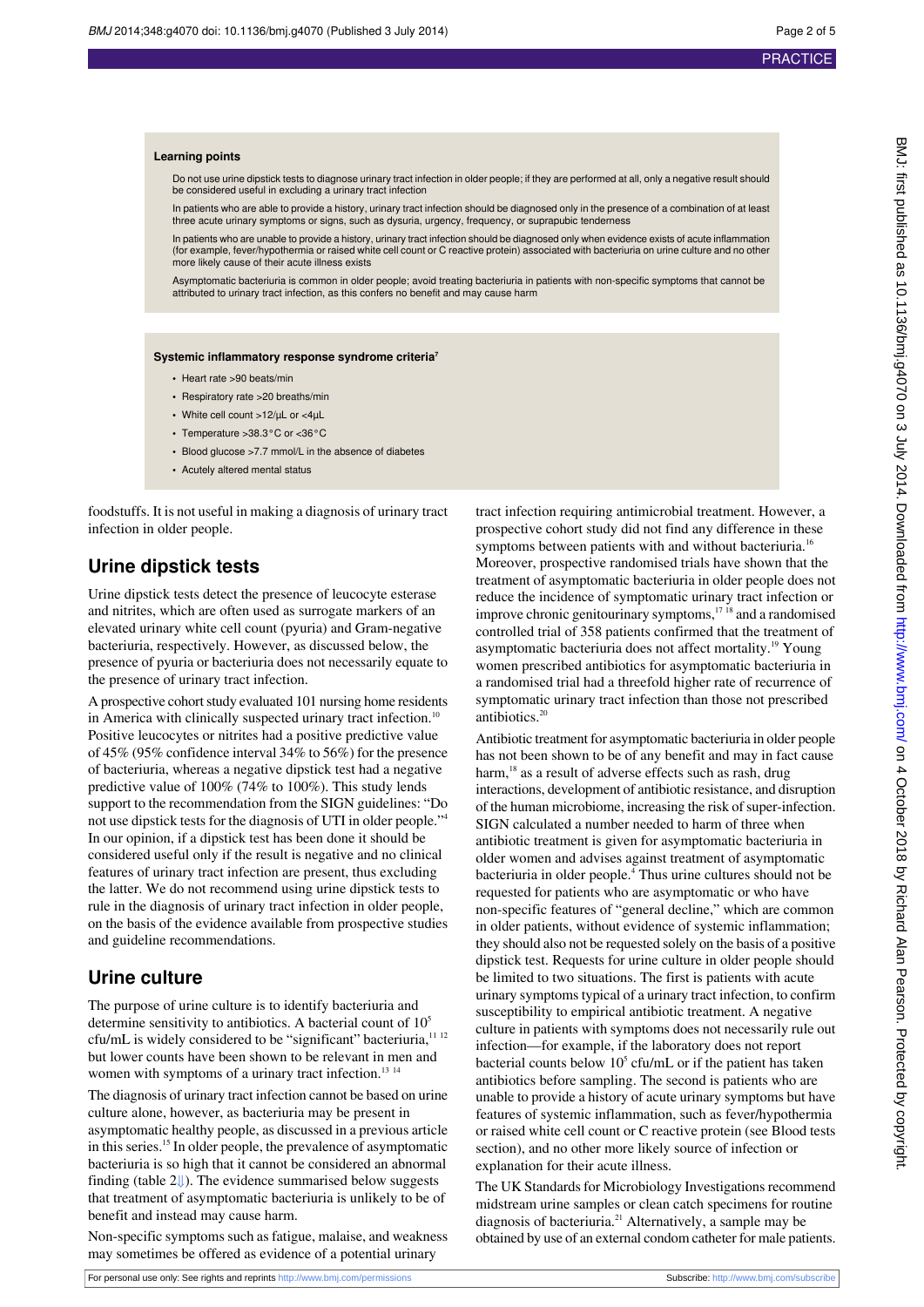**Learning points**

Do not use urine dipstick tests to diagnose urinary tract infection in older people; if they are performed at all, only a negative result should be considered useful in excluding a urinary tract infection

In patients who are able to provide a history, urinary tract infection should be diagnosed only in the presence of a combination of at least three acute urinary symptoms or signs, such as dysuria, urgency, frequency, or suprapubic tenderness

In patients who are unable to provide a history, urinary tract infection should be diagnosed only when evidence exists of acute inflammation (for example, fever/hypothermia or raised white cell count or C reactive protein) associated with bacteriuria on urine culture and no other more likely cause of their acute illness exists

Asymptomatic bacteriuria is common in older people; avoid treating bacteriuria in patients with non-specific symptoms that cannot be attributed to urinary tract infection, as this confers no benefit and may cause harm

**Systemic inflammatory response syndrome criteria**[7]

- Heart rate >90 beats/min
- Respiratory rate >20 breaths/min
- White cell count >12/µL or <4µL
- Temperature >38.3°C or <36°C
- Blood glucose >7.7 mmol/L in the absence of diabetes
- Acutely altered mental status

foodstuffs. It is not useful in making a diagnosis of urinary tract infection in older people.

## Urine dipstick tests

Urine dipstick tests detect the presence of leucocyte esterase and nitrites, which are often used as surrogate markers of an elevated urinary white cell count (pyuria) and Gram-negative bacteriuria, respectively. However, as discussed below, the presence of pyuria or bacteriuria does not necessarily equate to the presence of urinary tract infection.

A prospective cohort study evaluated 101 nursing home residents in America with clinically suspected urinary tract infection.[10] Positive leucocytes or nitrites had a positive predictive value of 45% (95% confidence interval 34% to 56%) for the presence of bacteriuria, whereas a negative dipstick test had a negative predictive value of 100% (74% to 100%). This study lends support to the recommendation from the SIGN guidelines: "Do not use dipstick tests for the diagnosis of UTI in older people."[4] In our opinion, if a dipstick test has been done it should be considered useful only if the result is negative and no clinical features of urinary tract infection are present, thus excluding the latter. We do not recommend using urine dipstick tests to rule in the diagnosis of urinary tract infection in older people, on the basis of the evidence available from prospective studies and guideline recommendations.

## Urine culture

The purpose of urine culture is to identify bacteriuria and determine sensitivity to antibiotics. A bacterial count of $10^5$ cfu/mL is widely considered to be "significant" bacteriuria,[11,12] but lower counts have been shown to be relevant in men and women with symptoms of a urinary tract infection.[13,14]

The diagnosis of urinary tract infection cannot be based on urine culture alone, however, as bacteriuria may be present in asymptomatic healthy people, as discussed in a previous article in this series.[15] In older people, the prevalence of asymptomatic bacteriuria is so high that it cannot be considered an abnormal finding (table 2⇓). The evidence summarised below suggests that treatment of asymptomatic bacteriuria is unlikely to be of benefit and instead may cause harm.

Non-specific symptoms such as fatigue, malaise, and weakness may sometimes be offered as evidence of a potential urinary tract infection requiring antimicrobial treatment. However, a prospective cohort study did not find any difference in these symptoms between patients with and without bacteriuria.[16] Moreover, prospective randomised trials have shown that the treatment of asymptomatic bacteriuria in older people does not reduce the incidence of symptomatic urinary tract infection or improve chronic genitourinary symptoms,[17,18] and a randomised controlled trial of 358 patients confirmed that the treatment of asymptomatic bacteriuria does not affect mortality.[19] Young women prescribed antibiotics for asymptomatic bacteriuria in a randomised trial had a threefold higher rate of recurrence of symptomatic urinary tract infection than those not prescribed antibiotics.[20]

Antibiotic treatment for asymptomatic bacteriuria in older people has not been shown to be of any benefit and may in fact cause harm,[18] as a result of adverse effects such as rash, drug interactions, development of antibiotic resistance, and disruption of the human microbiome, increasing the risk of super-infection. SIGN calculated a number needed to harm of three when antibiotic treatment is given for asymptomatic bacteriuria in older women and advises against treatment of asymptomatic bacteriuria in older people.[4] Thus urine cultures should not be requested for patients who are asymptomatic or who have non-specific features of "general decline," which are common in older patients, without evidence of systemic inflammation; they should also not be requested solely on the basis of a positive dipstick test. Requests for urine culture in older people should be limited to two situations. The first is patients with acute urinary symptoms typical of a urinary tract infection, to confirm susceptibility to empirical antibiotic treatment. A negative culture in patients with symptoms does not necessarily rule out infection—for example, if the laboratory does not report bacterial counts below $10^5$ cfu/mL or if the patient has taken antibiotics before sampling. The second is patients who are unable to provide a history of acute urinary symptoms but have features of systemic inflammation, such as fever/hypothermia or raised white cell count or C reactive protein (see Blood tests section), and no other more likely source of infection or explanation for their acute illness.

The UK Standards for Microbiology Investigations recommend midstream urine samples or clean catch specimens for routine diagnosis of bacteriuria.[21] Alternatively, a sample may be obtained by use of an external condom catheter for male patients.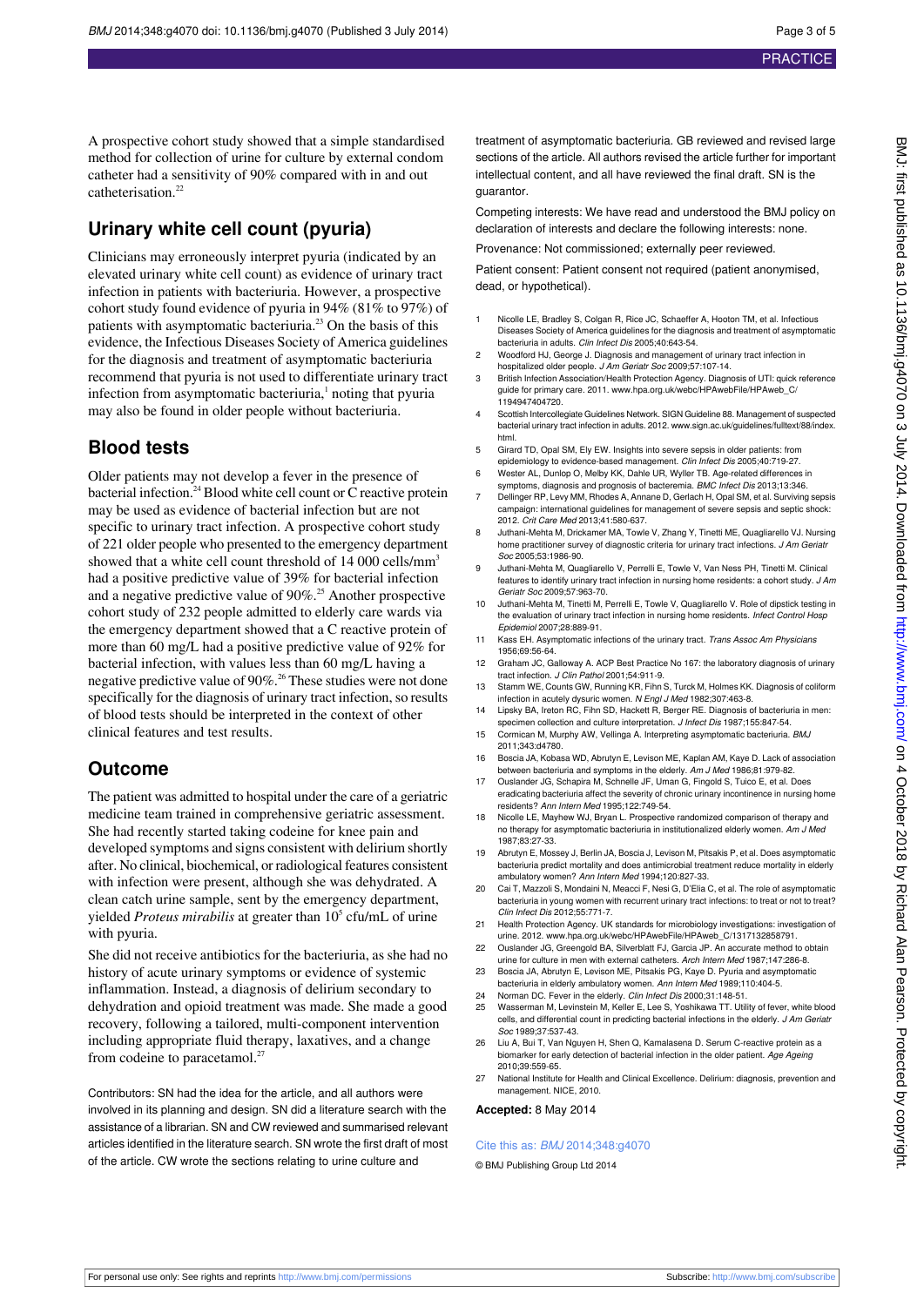A prospective cohort study showed that a simple standardised method for collection of urine for culture by external condom catheter had a sensitivity of 90% compared with in and out catheterisation.[22]

## Urinary white cell count (pyuria)

Clinicians may erroneously interpret pyuria (indicated by an elevated urinary white cell count) as evidence of urinary tract infection in patients with bacteriuria. However, a prospective cohort study found evidence of pyuria in 94% (81% to 97%) of patients with asymptomatic bacteriuria.[23] On the basis of this evidence, the Infectious Diseases Society of America guidelines for the diagnosis and treatment of asymptomatic bacteriuria recommend that pyuria is not used to differentiate urinary tract infection from asymptomatic bacteriuria,[1] noting that pyuria may also be found in older people without bacteriuria.

## Blood tests

Older patients may not develop a fever in the presence of bacterial infection.[24] Blood white cell count or C reactive protein may be used as evidence of bacterial infection but are not specific to urinary tract infection. A prospective cohort study of 221 older people who presented to the emergency department showed that a white cell count threshold of 14 000 cells/mm$^3$ had a positive predictive value of 39% for bacterial infection and a negative predictive value of 90%.[25] Another prospective cohort study of 232 people admitted to elderly care wards via the emergency department showed that a C reactive protein of more than 60 mg/L had a positive predictive value of 92% for bacterial infection, with values less than 60 mg/L having a negative predictive value of 90%.[26] These studies were not done specifically for the diagnosis of urinary tract infection, so results of blood tests should be interpreted in the context of other clinical features and test results.

## Outcome

The patient was admitted to hospital under the care of a geriatric medicine team trained in comprehensive geriatric assessment. She had recently started taking codeine for knee pain and developed symptoms and signs consistent with delirium shortly after. No clinical, biochemical, or radiological features consistent with infection were present, although she was dehydrated. A clean catch urine sample, sent by the emergency department, yielded *Proteus mirabilis* at greater than $10^5$ cfu/mL of urine with pyuria.

She did not receive antibiotics for the bacteriuria, as she had no history of acute urinary symptoms or evidence of systemic inflammation. Instead, a diagnosis of delirium secondary to dehydration and opioid treatment was made. She made a good recovery, following a tailored, multi-component intervention including appropriate fluid therapy, laxatives, and a change from codeine to paracetamol.[27]

Contributors: SN had the idea for the article, and all authors were involved in its planning and design. SN did a literature search with the assistance of a librarian. SN and CW reviewed and summarised relevant articles identified in the literature search. SN wrote the first draft of most of the article. CW wrote the sections relating to urine culture and treatment of asymptomatic bacteriuria. GB reviewed and revised large sections of the article. All authors revised the article further for important intellectual content, and all have reviewed the final draft. SN is the guarantor.

Competing interests: We have read and understood the BMJ policy on declaration of interests and declare the following interests: none.

Provenance: Not commissioned; externally peer reviewed.

Patient consent: Patient consent not required (patient anonymised, dead, or hypothetical).

1. Nicolle LE, Bradley S, Colgan R, Rice JC, Schaeffer A, Hooton TM, et al. Infectious Diseases Society of America guidelines for the diagnosis and treatment of asymptomatic bacteriuria in adults. *Clin Infect Dis* 2005;40:643-54.
2. Woodford HJ, George J. Diagnosis and management of urinary tract infection in hospitalized older people. *J Am Geriatr Soc* 2009;57:107-14.
3. British Infection Association/Health Protection Agency. Diagnosis of UTI: quick reference guide for primary care. 2011. www.hpa.org.uk/webc/HPAwebFile/HPAweb_C/1194947404720.
4. Scottish Intercollegiate Guidelines Network. SIGN Guideline 88. Management of suspected bacterial urinary tract infection in adults. 2012. www.sign.ac.uk/guidelines/fulltext/88/index.html.
5. Girard TD, Opal SM, Ely EW. Insights into severe sepsis in older patients: from epidemiology to evidence-based management. *Clin Infect Dis* 2005;40:719-27.
6. Wester AL, Dunlop O, Melby KK, Dahle UR, Wyller TB. Age-related differences in symptoms, diagnosis and prognosis of bacteremia. *BMC Infect Dis* 2013;13:346.
7. Dellinger RP, Levy MM, Rhodes A, Annane D, Gerlach H, Opal SM, et al. Surviving sepsis campaign: international guidelines for management of severe sepsis and septic shock: 2012. *Crit Care Med* 2013;41:580-637.
8. Juthani-Mehta M, Drickamer MA, Towle V, Zhang Y, Tinetti ME, Quagliarello VJ. Nursing home practitioner survey of diagnostic criteria for urinary tract infections. *J Am Geriatr Soc* 2005;53:1986-90.
9. Juthani-Mehta M, Quagliarello V, Perrelli E, Towle V, Van Ness PH, Tinetti M. Clinical features to identify urinary tract infection in nursing home residents: a cohort study. *J Am Geriatr Soc* 2009;57:963-70.
10. Juthani-Mehta M, Tinetti M, Perrelli E, Towle V, Quagliarello V. Role of dipstick testing in the evaluation of urinary tract infection in nursing home residents. *Infect Control Hosp Epidemiol* 2007;28:889-91.
11. Kass EH. Asymptomatic infections of the urinary tract. *Trans Assoc Am Physicians* 1956;69:56-64.
12. Graham JC, Galloway A. ACP Best Practice No 167: the laboratory diagnosis of urinary tract infection. *J Clin Pathol* 2001;54:911-9.
13. Stamm WE, Counts GW, Running KR, Fihn S, Turck M, Holmes KK. Diagnosis of coliform infection in acutely dysuric women. *N Engl J Med* 1982;307:463-8.
14. Lipsky BA, Ireton RC, Fihn SD, Hackett R, Berger RE. Diagnosis of bacteriuria in men: specimen collection and culture interpretation. *J Infect Dis* 1987;155:847-54.
15. Cormican M, Murphy AW, Vellinga A. Interpreting asymptomatic bacteriuria. *BMJ* 2011;343:d4780.
16. Boscia JA, Kobasa WD, Abrutyn E, Levison ME, Kaplan AM, Kaye D. Lack of association between bacteriuria and symptoms in the elderly. *Am J Med* 1986;81:979-82.
17. Ouslander JG, Schapira M, Schnelle JF, Uman G, Fingold S, Tuico E, et al. Does eradicating bacteriuria affect the severity of chronic urinary incontinence in nursing home residents? *Ann Intern Med* 1995;122:749-54.
18. Nicolle LE, Mayhew WJ, Bryan L. Prospective randomized comparison of therapy and no therapy for asymptomatic bacteriuria in institutionalized elderly women. *Am J Med* 1987;83:27-33.
19. Abrutyn E, Mossey J, Berlin JA, Boscia J, Levison M, Pitsakis P, et al. Does asymptomatic bacteriuria predict mortality and does antimicrobial treatment reduce mortality in elderly ambulatory women? *Ann Intern Med* 1994;120:827-33.
20. Cai T, Mazzoli S, Mondaini N, Meacci F, Nesi G, D'Elia C, et al. The role of asymptomatic bacteriuria in young women with recurrent urinary tract infections: to treat or not to treat? *Clin Infect Dis* 2012;55:771-7.
21. Health Protection Agency. UK standards for microbiology investigations: investigation of urine. 2012. www.hpa.org.uk/webc/HPAwebFile/HPAweb_C/1317132858791.
22. Ouslander JG, Greengold BA, Silverblatt FJ, Garcia JP. An accurate method to obtain urine for culture in men with external catheters. *Arch Intern Med* 1987;147:286-8.
23. Boscia JA, Abrutyn E, Levison ME, Pitsakis PG, Kaye D. Pyuria and asymptomatic bacteriuria in elderly ambulatory women. *Ann Intern Med* 1989;110:404-5.
24. Norman DC. Fever in the elderly. *Clin Infect Dis* 2000;31:148-51.
25. Wasserman M, Levinstein M, Keller E, Lee S, Yoshikawa TT. Utility of fever, white blood cells, and differential count in predicting bacterial infections in the elderly. *J Am Geriatr Soc* 1989;37:537-43.
26. Liu A, Bui T, Van Nguyen H, Shen Q, Kamalasena D. Serum C-reactive protein as a biomarker for early detection of bacterial infection in the older patient. *Age Ageing* 2010;39:559-65.
27. National Institute for Health and Clinical Excellence. Delirium: diagnosis, prevention and management. NICE, 2010.

**Accepted:** 8 May 2014

Cite this as: *BMJ* 2014;348:g4070

© BMJ Publishing Group Ltd 2014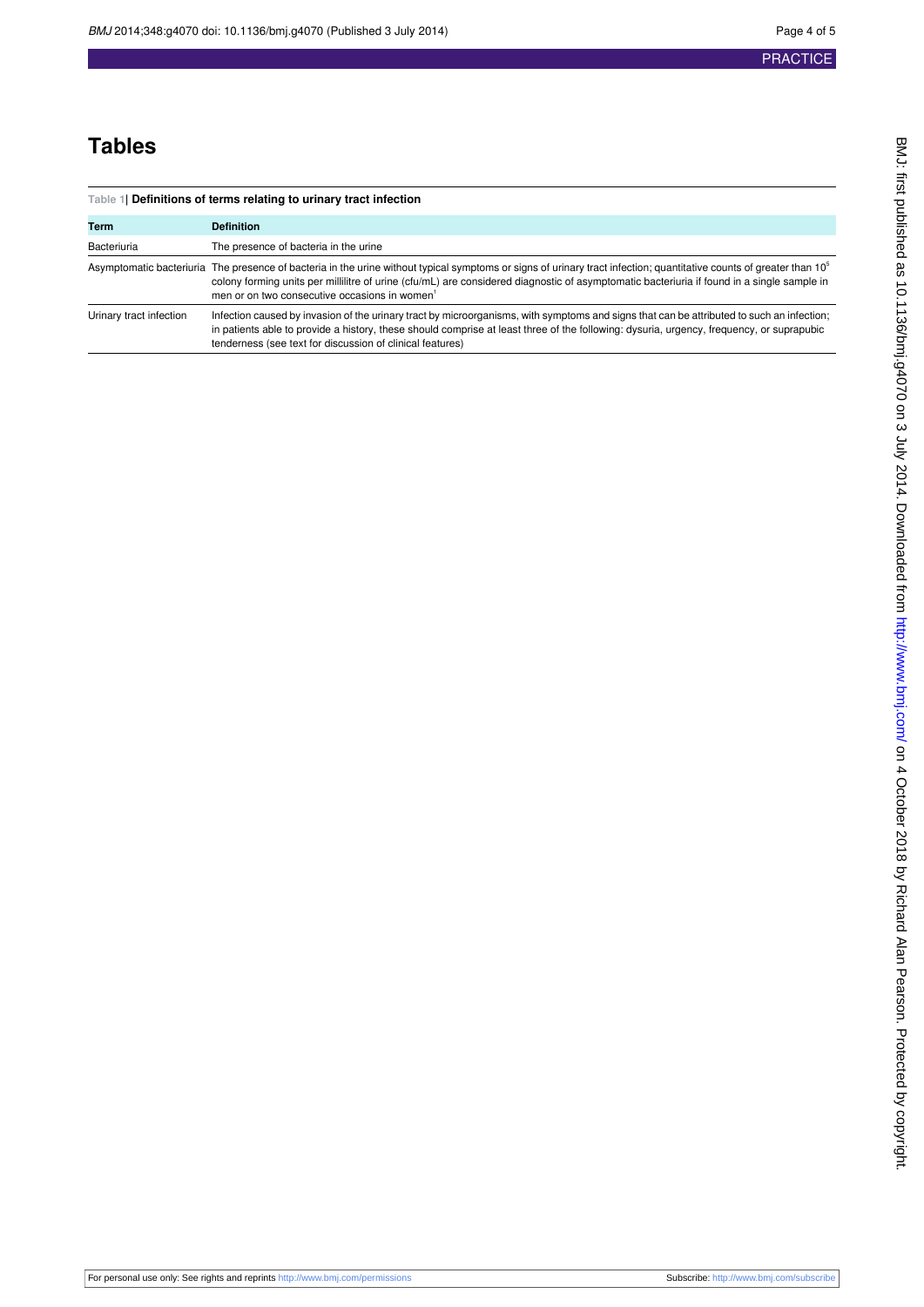# Tables

**Table 1| Definitions of terms relating to urinary tract infection**

| Term | Definition |
|---|---|
| Bacteriuria | The presence of bacteria in the urine |
| Asymptomatic bacteriuria | The presence of bacteria in the urine without typical symptoms or signs of urinary tract infection; quantitative counts of greater than $10^5$ colony forming units per millilitre of urine (cfu/mL) are considered diagnostic of asymptomatic bacteriuria if found in a single sample in men or on two consecutive occasions in women[1] |
| Urinary tract infection | Infection caused by invasion of the urinary tract by microorganisms, with symptoms and signs that can be attributed to such an infection; in patients able to provide a history, these should comprise at least three of the following: dysuria, urgency, frequency, or suprapubic tenderness (see text for discussion of clinical features) |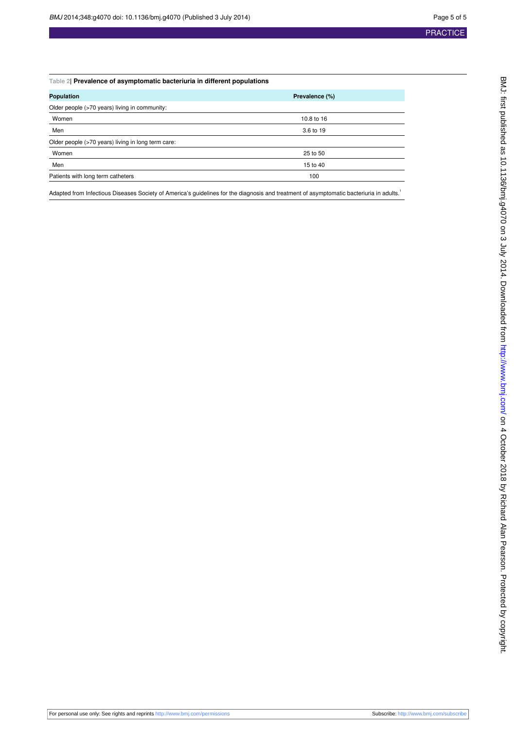**Table 2| Prevalence of asymptomatic bacteriuria in different populations**

| Population | Prevalence (%) |
|---|---|
| Older people (>70 years) living in community: | |
| Women | 10.8 to 16 |
| Men | 3.6 to 19 |
| Older people (>70 years) living in long term care: | |
| Women | 25 to 50 |
| Men | 15 to 40 |
| Patients with long term catheters | 100 |

Adapted from Infectious Diseases Society of America's guidelines for the diagnosis and treatment of asymptomatic bacteriuria in adults.[1]